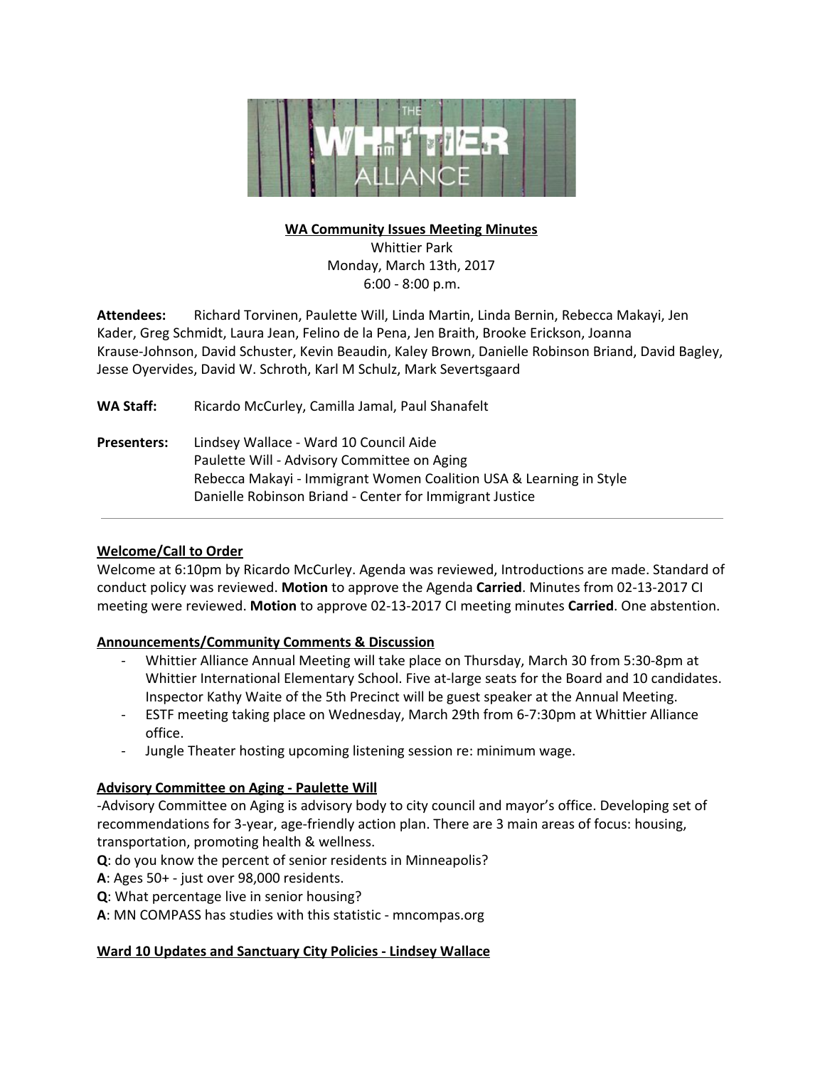**WA Community Issues Meeting Minutes**

Whittier Park
Monday, March 13th, 2017
6:00 - 8:00 p.m.

**Attendees:** Richard Torvinen, Paulette Will, Linda Martin, Linda Bernin, Rebecca Makayi, Jen Kader, Greg Schmidt, Laura Jean, Felino de la Pena, Jen Braith, Brooke Erickson, Joanna Krause-Johnson, David Schuster, Kevin Beaudin, Kaley Brown, Danielle Robinson Briand, David Bagley, Jesse Oyervides, David W. Schroth, Karl M Schulz, Mark Severtsgaard

**WA Staff:** Ricardo McCurley, Camilla Jamal, Paul Shanafelt

**Presenters:** Lindsey Wallace - Ward 10 Council Aide
Paulette Will - Advisory Committee on Aging
Rebecca Makayi - Immigrant Women Coalition USA & Learning in Style
Danielle Robinson Briand - Center for Immigrant Justice

---

**Welcome/Call to Order**

Welcome at 6:10pm by Ricardo McCurley. Agenda was reviewed, Introductions are made. Standard of conduct policy was reviewed. **Motion** to approve the Agenda **Carried**. Minutes from 02-13-2017 CI meeting were reviewed. **Motion** to approve 02-13-2017 CI meeting minutes **Carried**. One abstention.

**Announcements/Community Comments & Discussion**

- Whittier Alliance Annual Meeting will take place on Thursday, March 30 from 5:30-8pm at Whittier International Elementary School. Five at-large seats for the Board and 10 candidates. Inspector Kathy Waite of the 5th Precinct will be guest speaker at the Annual Meeting.
- ESTF meeting taking place on Wednesday, March 29th from 6-7:30pm at Whittier Alliance office.
- Jungle Theater hosting upcoming listening session re: minimum wage.

**Advisory Committee on Aging - Paulette Will**

-Advisory Committee on Aging is advisory body to city council and mayor's office. Developing set of recommendations for 3-year, age-friendly action plan. There are 3 main areas of focus: housing, transportation, promoting health & wellness.

**Q**: do you know the percent of senior residents in Minneapolis?

**A**: Ages 50+ - just over 98,000 residents.

**Q**: What percentage live in senior housing?

**A**: MN COMPASS has studies with this statistic - mncompas.org

**Ward 10 Updates and Sanctuary City Policies - Lindsey Wallace**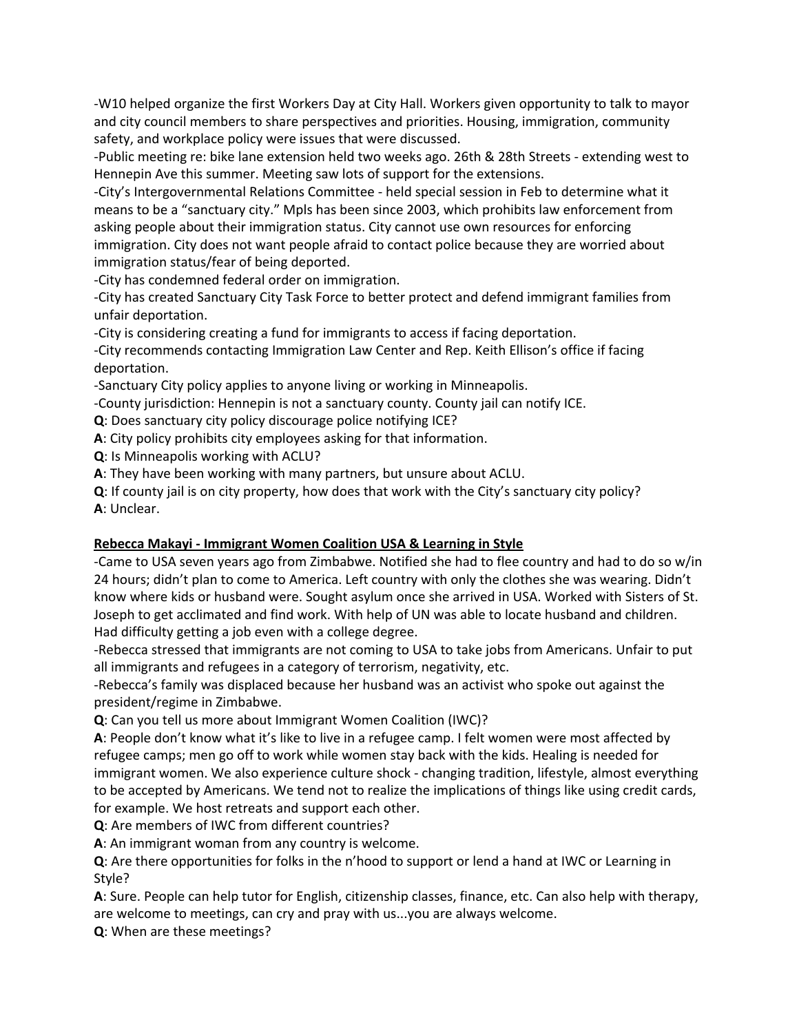-W10 helped organize the first Workers Day at City Hall. Workers given opportunity to talk to mayor and city council members to share perspectives and priorities. Housing, immigration, community safety, and workplace policy were issues that were discussed.
-Public meeting re: bike lane extension held two weeks ago. 26th & 28th Streets - extending west to Hennepin Ave this summer. Meeting saw lots of support for the extensions.
-City's Intergovernmental Relations Committee - held special session in Feb to determine what it means to be a "sanctuary city." Mpls has been since 2003, which prohibits law enforcement from asking people about their immigration status. City cannot use own resources for enforcing immigration. City does not want people afraid to contact police because they are worried about immigration status/fear of being deported.
-City has condemned federal order on immigration.
-City has created Sanctuary City Task Force to better protect and defend immigrant families from unfair deportation.
-City is considering creating a fund for immigrants to access if facing deportation.
-City recommends contacting Immigration Law Center and Rep. Keith Ellison's office if facing deportation.
-Sanctuary City policy applies to anyone living or working in Minneapolis.
-County jurisdiction: Hennepin is not a sanctuary county. County jail can notify ICE.
**Q**: Does sanctuary city policy discourage police notifying ICE?
**A**: City policy prohibits city employees asking for that information.
**Q**: Is Minneapolis working with ACLU?
**A**: They have been working with many partners, but unsure about ACLU.
**Q**: If county jail is on city property, how does that work with the City's sanctuary city policy?
**A**: Unclear.

**<u>Rebecca Makayi - Immigrant Women Coalition USA & Learning in Style</u>**

-Came to USA seven years ago from Zimbabwe. Notified she had to flee country and had to do so w/in 24 hours; didn't plan to come to America. Left country with only the clothes she was wearing. Didn't know where kids or husband were. Sought asylum once she arrived in USA. Worked with Sisters of St. Joseph to get acclimated and find work. With help of UN was able to locate husband and children. Had difficulty getting a job even with a college degree.
-Rebecca stressed that immigrants are not coming to USA to take jobs from Americans. Unfair to put all immigrants and refugees in a category of terrorism, negativity, etc.
-Rebecca's family was displaced because her husband was an activist who spoke out against the president/regime in Zimbabwe.
**Q**: Can you tell us more about Immigrant Women Coalition (IWC)?
**A**: People don't know what it's like to live in a refugee camp. I felt women were most affected by refugee camps; men go off to work while women stay back with the kids. Healing is needed for immigrant women. We also experience culture shock - changing tradition, lifestyle, almost everything to be accepted by Americans. We tend not to realize the implications of things like using credit cards, for example. We host retreats and support each other.
**Q**: Are members of IWC from different countries?
**A**: An immigrant woman from any country is welcome.
**Q**: Are there opportunities for folks in the n'hood to support or lend a hand at IWC or Learning in Style?
**A**: Sure. People can help tutor for English, citizenship classes, finance, etc. Can also help with therapy, are welcome to meetings, can cry and pray with us...you are always welcome.
**Q**: When are these meetings?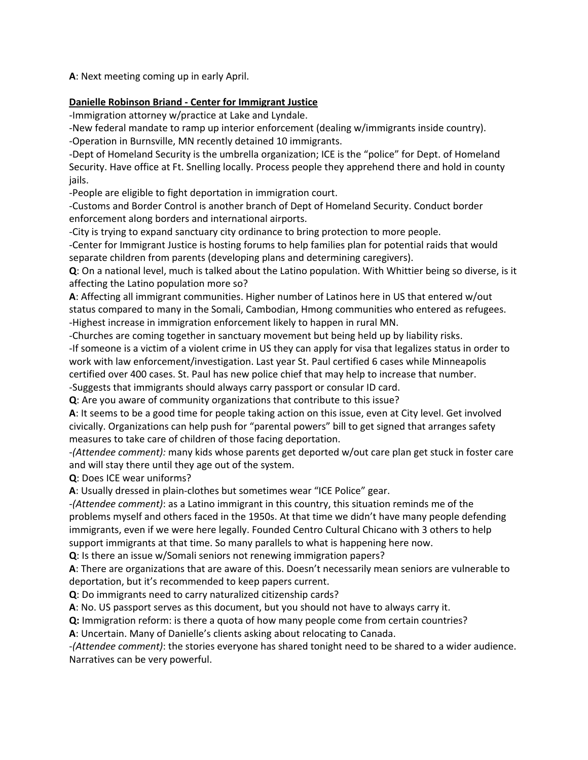**A**: Next meeting coming up in early April.

**Danielle Robinson Briand - Center for Immigrant Justice**

-Immigration attorney w/practice at Lake and Lyndale.
-New federal mandate to ramp up interior enforcement (dealing w/immigrants inside country).
-Operation in Burnsville, MN recently detained 10 immigrants.
-Dept of Homeland Security is the umbrella organization; ICE is the "police" for Dept. of Homeland Security. Have office at Ft. Snelling locally. Process people they apprehend there and hold in county jails.
-People are eligible to fight deportation in immigration court.
-Customs and Border Control is another branch of Dept of Homeland Security. Conduct border enforcement along borders and international airports.
-City is trying to expand sanctuary city ordinance to bring protection to more people.
-Center for Immigrant Justice is hosting forums to help families plan for potential raids that would separate children from parents (developing plans and determining caregivers).

**Q**: On a national level, much is talked about the Latino population. With Whittier being so diverse, is it affecting the Latino population more so?

**A**: Affecting all immigrant communities. Higher number of Latinos here in US that entered w/out status compared to many in the Somali, Cambodian, Hmong communities who entered as refugees.
-Highest increase in immigration enforcement likely to happen in rural MN.
-Churches are coming together in sanctuary movement but being held up by liability risks.
-If someone is a victim of a violent crime in US they can apply for visa that legalizes status in order to work with law enforcement/investigation. Last year St. Paul certified 6 cases while Minneapolis certified over 400 cases. St. Paul has new police chief that may help to increase that number.
-Suggests that immigrants should always carry passport or consular ID card.

**Q**: Are you aware of community organizations that contribute to this issue?

**A**: It seems to be a good time for people taking action on this issue, even at City level. Get involved civically. Organizations can help push for "parental powers" bill to get signed that arranges safety measures to take care of children of those facing deportation.
-*(Attendee comment):* many kids whose parents get deported w/out care plan get stuck in foster care and will stay there until they age out of the system.

**Q**: Does ICE wear uniforms?

**A**: Usually dressed in plain-clothes but sometimes wear "ICE Police" gear.
-*(Attendee comment)*: as a Latino immigrant in this country, this situation reminds me of the problems myself and others faced in the 1950s. At that time we didn't have many people defending immigrants, even if we were here legally. Founded Centro Cultural Chicano with 3 others to help support immigrants at that time. So many parallels to what is happening here now.

**Q**: Is there an issue w/Somali seniors not renewing immigration papers?

**A**: There are organizations that are aware of this. Doesn't necessarily mean seniors are vulnerable to deportation, but it's recommended to keep papers current.

**Q**: Do immigrants need to carry naturalized citizenship cards?

**A**: No. US passport serves as this document, but you should not have to always carry it.

**Q:** Immigration reform: is there a quota of how many people come from certain countries?

**A**: Uncertain. Many of Danielle's clients asking about relocating to Canada.
-*(Attendee comment)*: the stories everyone has shared tonight need to be shared to a wider audience. Narratives can be very powerful.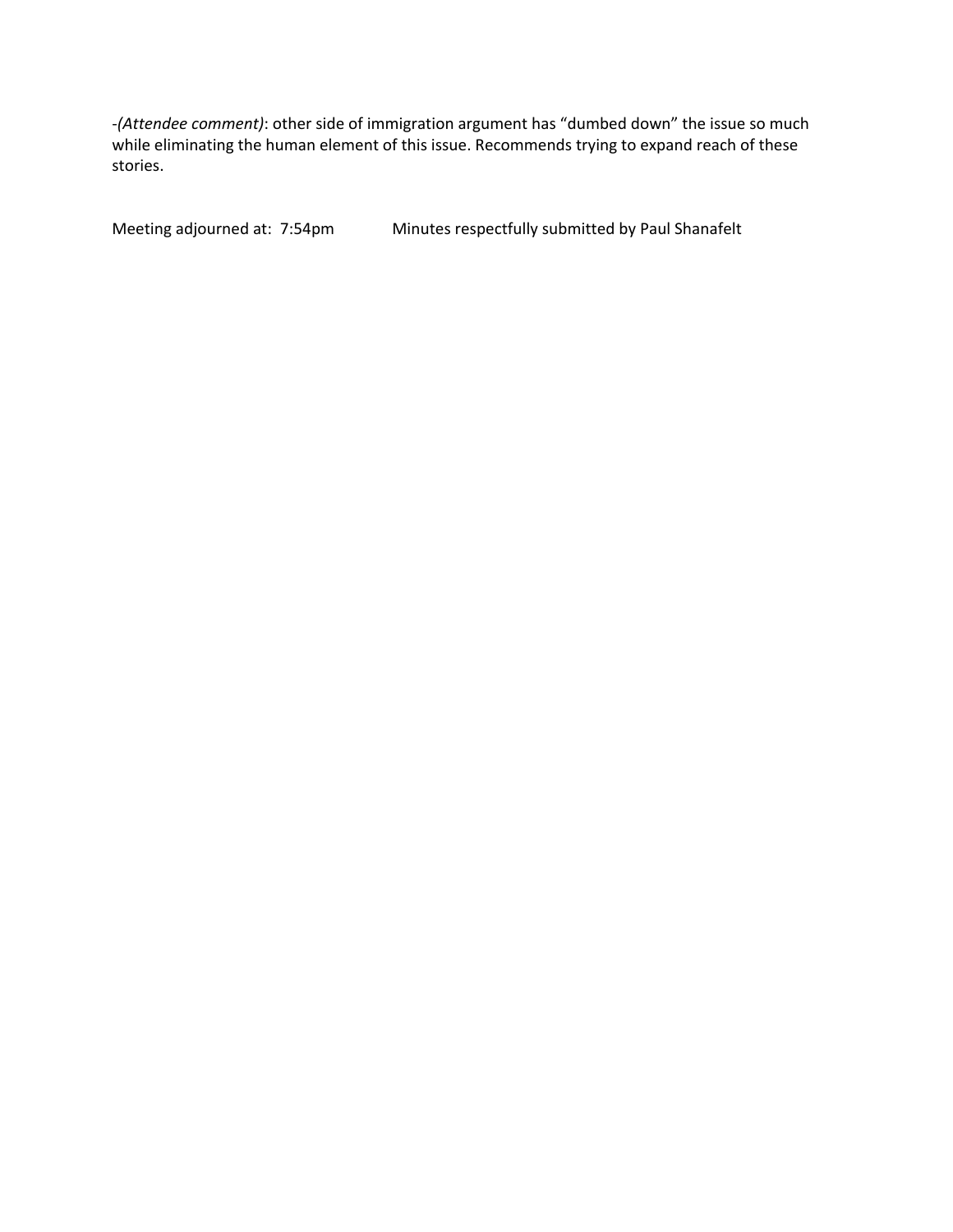-*(Attendee comment)*: other side of immigration argument has "dumbed down" the issue so much while eliminating the human element of this issue. Recommends trying to expand reach of these stories.

Meeting adjourned at: 7:54pm Minutes respectfully submitted by Paul Shanafelt